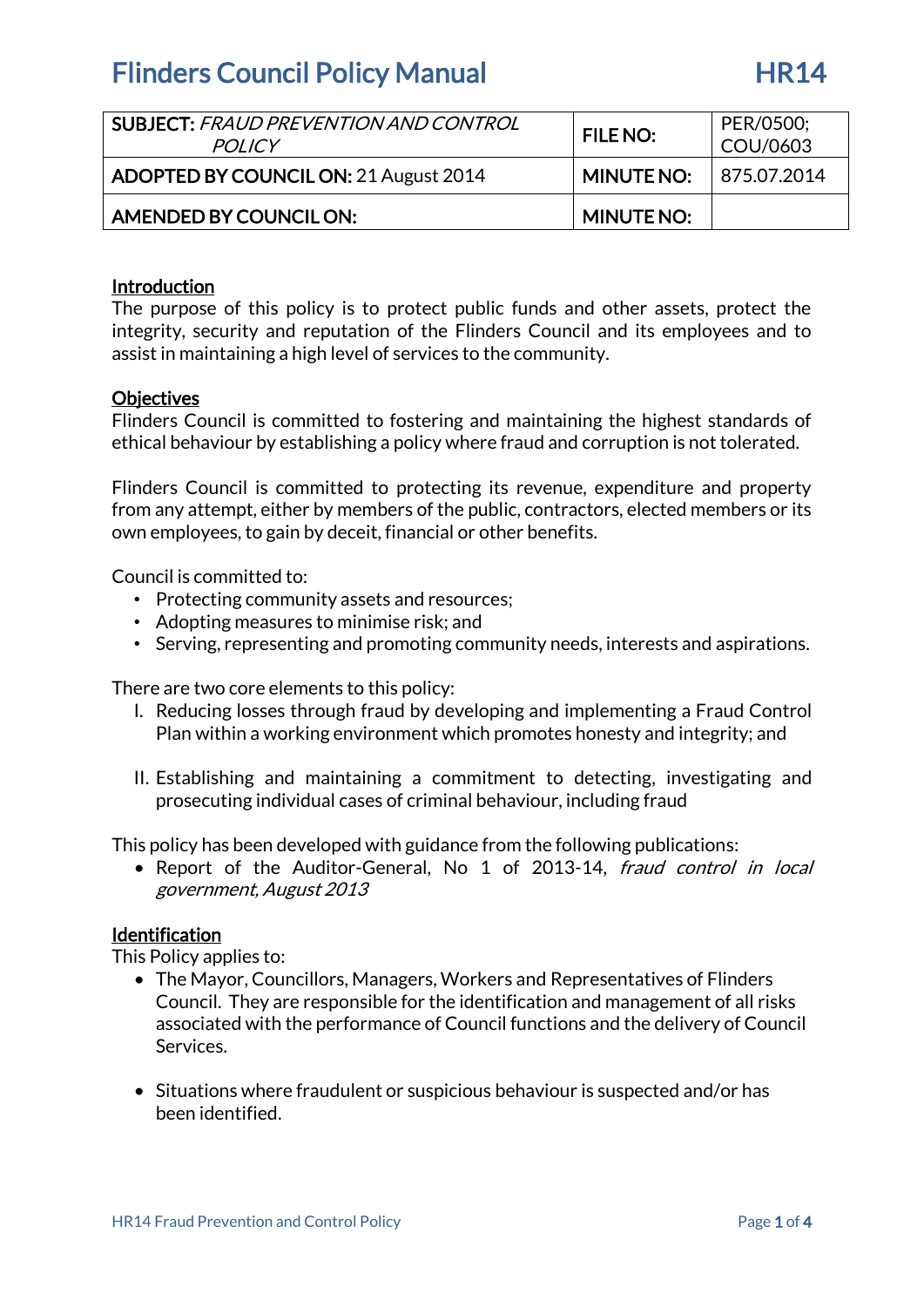# Flinders Council Policy Manual HR14

| SUBJECT: *FRAUD PREVENTION AND CONTROL POLICY* | FILE NO: | PER/0500; COU/0603 |
|---|---|---|
| ADOPTED BY COUNCIL ON: 21 August 2014 | MINUTE NO: | 875.07.2014 |
| AMENDED BY COUNCIL ON: | MINUTE NO: | |

## Introduction

The purpose of this policy is to protect public funds and other assets, protect the integrity, security and reputation of the Flinders Council and its employees and to assist in maintaining a high level of services to the community.

## Objectives

Flinders Council is committed to fostering and maintaining the highest standards of ethical behaviour by establishing a policy where fraud and corruption is not tolerated.

Flinders Council is committed to protecting its revenue, expenditure and property from any attempt, either by members of the public, contractors, elected members or its own employees, to gain by deceit, financial or other benefits.

Council is committed to:

- Protecting community assets and resources;
- Adopting measures to minimise risk; and
- Serving, representing and promoting community needs, interests and aspirations.

There are two core elements to this policy:

I. Reducing losses through fraud by developing and implementing a Fraud Control Plan within a working environment which promotes honesty and integrity; and

II. Establishing and maintaining a commitment to detecting, investigating and prosecuting individual cases of criminal behaviour, including fraud

This policy has been developed with guidance from the following publications:

- Report of the Auditor-General, No 1 of 2013-14, *fraud control in local government, August 2013*

## Identification

This Policy applies to:

- The Mayor, Councillors, Managers, Workers and Representatives of Flinders Council. They are responsible for the identification and management of all risks associated with the performance of Council functions and the delivery of Council Services.

- Situations where fraudulent or suspicious behaviour is suspected and/or has been identified.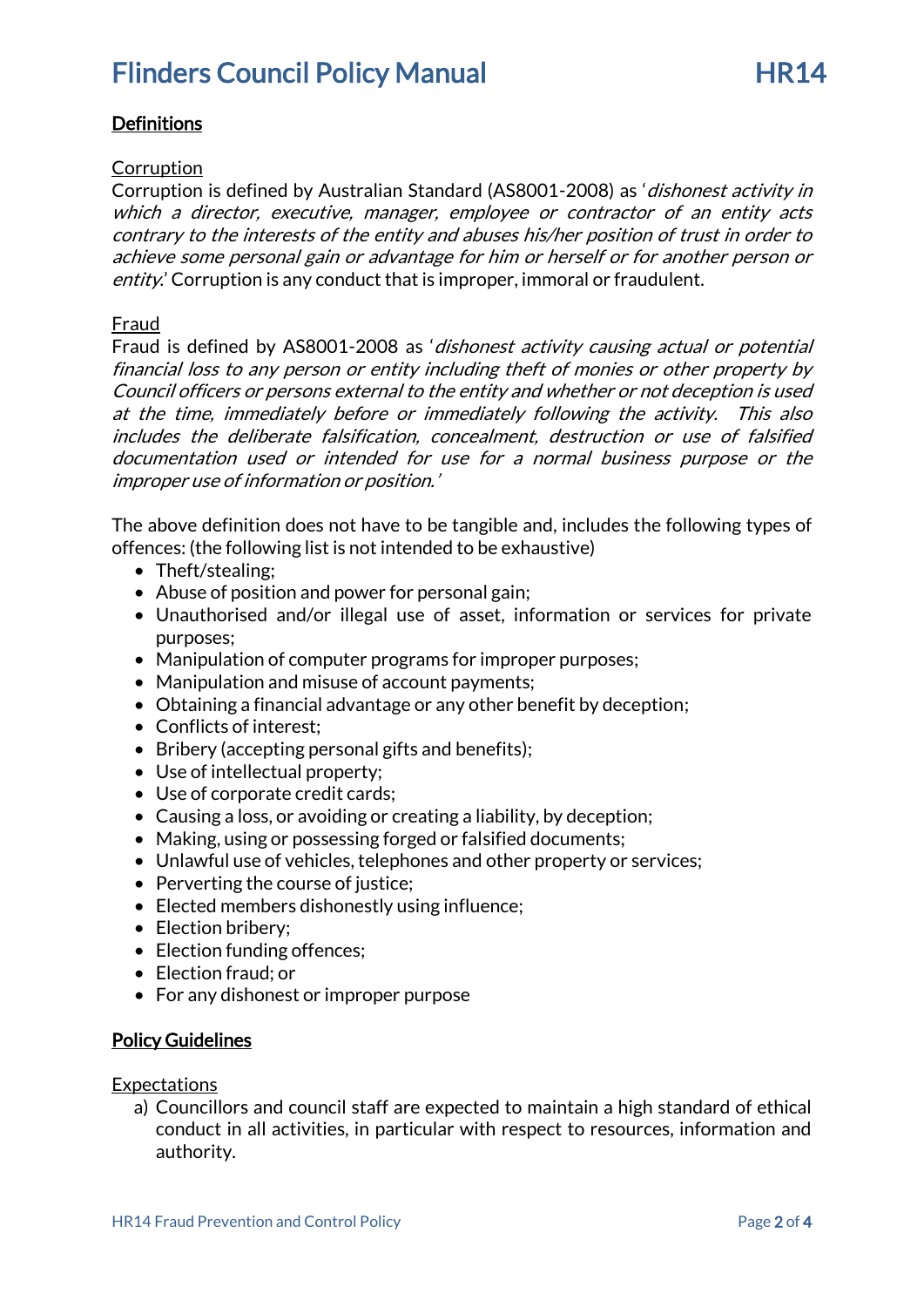## Definitions

### Corruption

Corruption is defined by Australian Standard (AS8001-2008) as '*dishonest activity in which a director, executive, manager, employee or contractor of an entity acts contrary to the interests of the entity and abuses his/her position of trust in order to achieve some personal gain or advantage for him or herself or for another person or entity*.' Corruption is any conduct that is improper, immoral or fraudulent.

### Fraud

Fraud is defined by AS8001-2008 as '*dishonest activity causing actual or potential financial loss to any person or entity including theft of monies or other property by Council officers or persons external to the entity and whether or not deception is used at the time, immediately before or immediately following the activity. This also includes the deliberate falsification, concealment, destruction or use of falsified documentation used or intended for use for a normal business purpose or the improper use of information or position.*'

The above definition does not have to be tangible and, includes the following types of offences: (the following list is not intended to be exhaustive)

- Theft/stealing;
- Abuse of position and power for personal gain;
- Unauthorised and/or illegal use of asset, information or services for private purposes;
- Manipulation of computer programs for improper purposes;
- Manipulation and misuse of account payments;
- Obtaining a financial advantage or any other benefit by deception;
- Conflicts of interest;
- Bribery (accepting personal gifts and benefits);
- Use of intellectual property;
- Use of corporate credit cards;
- Causing a loss, or avoiding or creating a liability, by deception;
- Making, using or possessing forged or falsified documents;
- Unlawful use of vehicles, telephones and other property or services;
- Perverting the course of justice;
- Elected members dishonestly using influence;
- Election bribery;
- Election funding offences;
- Election fraud; or
- For any dishonest or improper purpose

## Policy Guidelines

### Expectations

a) Councillors and council staff are expected to maintain a high standard of ethical conduct in all activities, in particular with respect to resources, information and authority.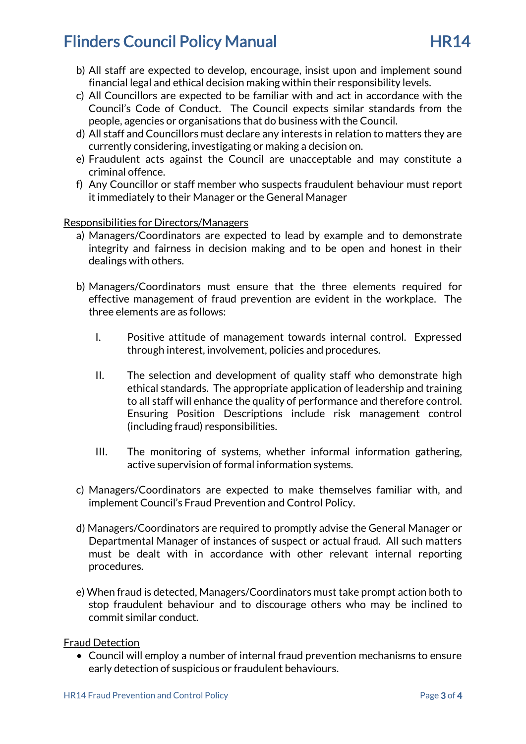b) All staff are expected to develop, encourage, insist upon and implement sound financial legal and ethical decision making within their responsibility levels.
c) All Councillors are expected to be familiar with and act in accordance with the Council's Code of Conduct. The Council expects similar standards from the people, agencies or organisations that do business with the Council.
d) All staff and Councillors must declare any interests in relation to matters they are currently considering, investigating or making a decision on.
e) Fraudulent acts against the Council are unacceptable and may constitute a criminal offence.
f) Any Councillor or staff member who suspects fraudulent behaviour must report it immediately to their Manager or the General Manager

<u>Responsibilities for Directors/Managers</u>

a) Managers/Coordinators are expected to lead by example and to demonstrate integrity and fairness in decision making and to be open and honest in their dealings with others.

b) Managers/Coordinators must ensure that the three elements required for effective management of fraud prevention are evident in the workplace. The three elements are as follows:

   I. Positive attitude of management towards internal control. Expressed through interest, involvement, policies and procedures.

   II. The selection and development of quality staff who demonstrate high ethical standards. The appropriate application of leadership and training to all staff will enhance the quality of performance and therefore control. Ensuring Position Descriptions include risk management control (including fraud) responsibilities.

   III. The monitoring of systems, whether informal information gathering, active supervision of formal information systems.

c) Managers/Coordinators are expected to make themselves familiar with, and implement Council's Fraud Prevention and Control Policy.

d) Managers/Coordinators are required to promptly advise the General Manager or Departmental Manager of instances of suspect or actual fraud. All such matters must be dealt with in accordance with other relevant internal reporting procedures.

e) When fraud is detected, Managers/Coordinators must take prompt action both to stop fraudulent behaviour and to discourage others who may be inclined to commit similar conduct.

<u>Fraud Detection</u>

- Council will employ a number of internal fraud prevention mechanisms to ensure early detection of suspicious or fraudulent behaviours.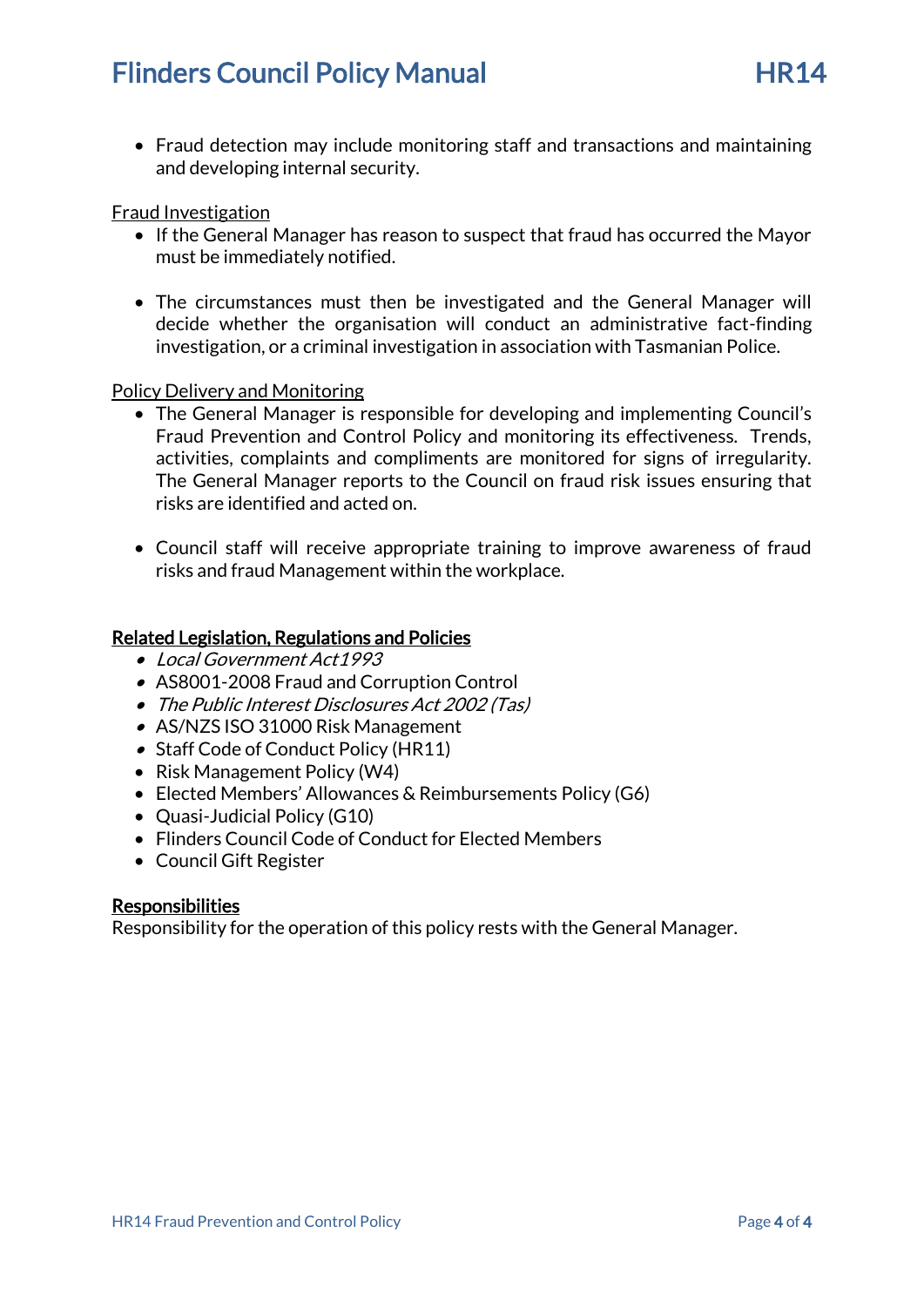- Fraud detection may include monitoring staff and transactions and maintaining and developing internal security.

Fraud Investigation

- If the General Manager has reason to suspect that fraud has occurred the Mayor must be immediately notified.

- The circumstances must then be investigated and the General Manager will decide whether the organisation will conduct an administrative fact-finding investigation, or a criminal investigation in association with Tasmanian Police.

Policy Delivery and Monitoring

- The General Manager is responsible for developing and implementing Council's Fraud Prevention and Control Policy and monitoring its effectiveness. Trends, activities, complaints and compliments are monitored for signs of irregularity. The General Manager reports to the Council on fraud risk issues ensuring that risks are identified and acted on.

- Council staff will receive appropriate training to improve awareness of fraud risks and fraud Management within the workplace.

## Related Legislation, Regulations and Policies

- *Local Government Act 1993*
- AS8001-2008 Fraud and Corruption Control
- *The Public Interest Disclosures Act 2002 (Tas)*
- AS/NZS ISO 31000 Risk Management
- Staff Code of Conduct Policy (HR11)
- Risk Management Policy (W4)
- Elected Members' Allowances & Reimbursements Policy (G6)
- Quasi-Judicial Policy (G10)
- Flinders Council Code of Conduct for Elected Members
- Council Gift Register

## Responsibilities

Responsibility for the operation of this policy rests with the General Manager.